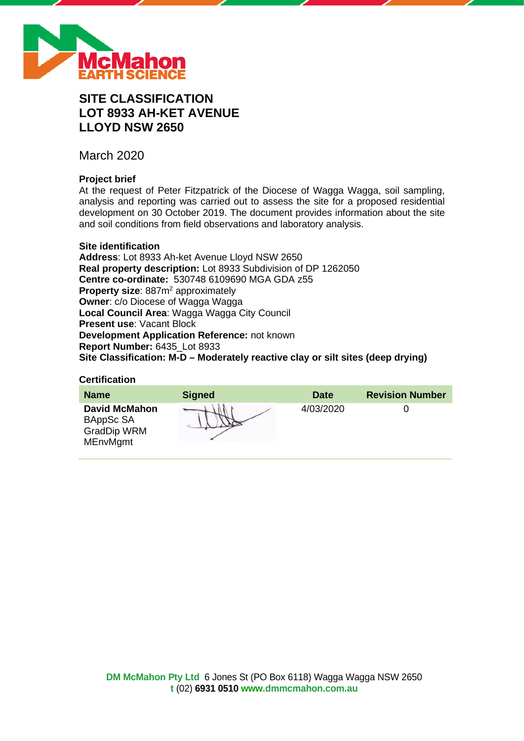# SITE CLASSIFICATION
# LOT 8933 AH-KET AVENUE
# LLOYD NSW 2650

March 2020

**Project brief**

At the request of Peter Fitzpatrick of the Diocese of Wagga Wagga, soil sampling, analysis and reporting was carried out to assess the site for a proposed residential development on 30 October 2019. The document provides information about the site and soil conditions from field observations and laboratory analysis.

**Site identification**

**Address**: Lot 8933 Ah-ket Avenue Lloyd NSW 2650
**Real property description:** Lot 8933 Subdivision of DP 1262050
**Centre co-ordinate:** 530748 6109690 MGA GDA z55
**Property size**: 887m$^2$ approximately
**Owner**: c/o Diocese of Wagga Wagga
**Local Council Area**: Wagga Wagga City Council
**Present use**: Vacant Block
**Development Application Reference:** not known
**Report Number:** 6435_Lot 8933
**Site Classification: M-D – Moderately reactive clay or silt sites (deep drying)**

**Certification**

| Name | Signed | Date | Revision Number |
|---|---|---|---|
| **David McMahon** BAppSc SA GradDip WRM MEnvMgmt | | 4/03/2020 | 0 |

**DM McMahon Pty Ltd** 6 Jones St (PO Box 6118) Wagga Wagga NSW 2650
**t** (02) **6931 0510** **www.dmmcmahon.com.au**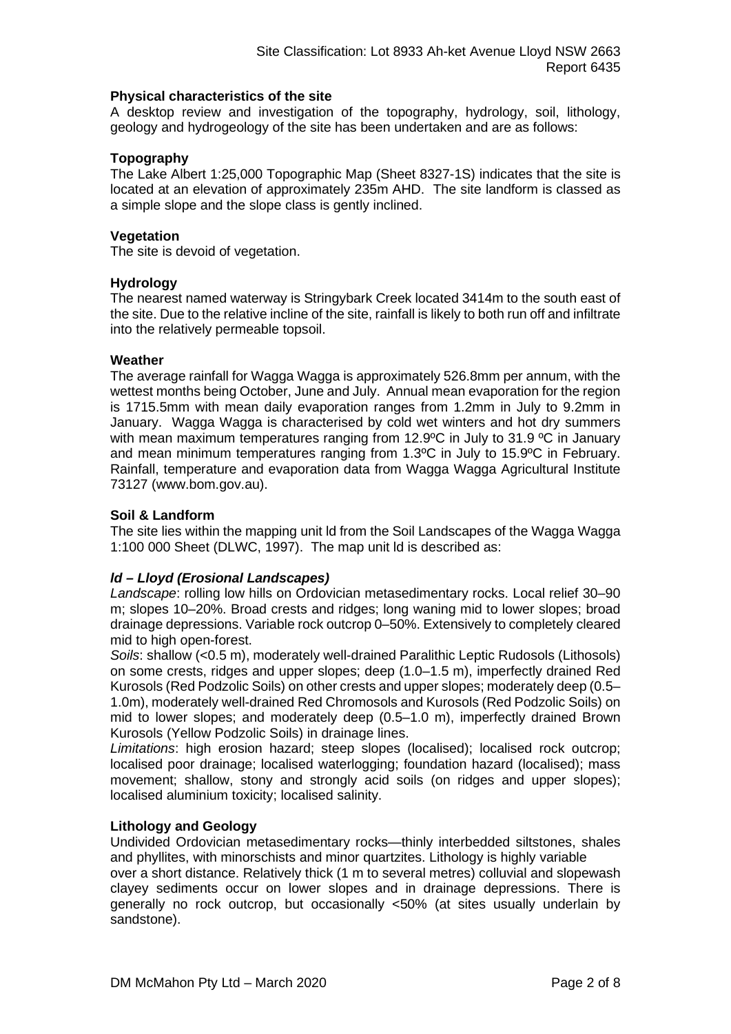**Physical characteristics of the site**

A desktop review and investigation of the topography, hydrology, soil, lithology, geology and hydrogeology of the site has been undertaken and are as follows:

**Topography**

The Lake Albert 1:25,000 Topographic Map (Sheet 8327-1S) indicates that the site is located at an elevation of approximately 235m AHD. The site landform is classed as a simple slope and the slope class is gently inclined.

**Vegetation**

The site is devoid of vegetation.

**Hydrology**

The nearest named waterway is Stringybark Creek located 3414m to the south east of the site. Due to the relative incline of the site, rainfall is likely to both run off and infiltrate into the relatively permeable topsoil.

**Weather**

The average rainfall for Wagga Wagga is approximately 526.8mm per annum, with the wettest months being October, June and July. Annual mean evaporation for the region is 1715.5mm with mean daily evaporation ranges from 1.2mm in July to 9.2mm in January. Wagga Wagga is characterised by cold wet winters and hot dry summers with mean maximum temperatures ranging from 12.9ºC in July to 31.9 ºC in January and mean minimum temperatures ranging from 1.3ºC in July to 15.9ºC in February. Rainfall, temperature and evaporation data from Wagga Wagga Agricultural Institute 73127 (www.bom.gov.au).

**Soil & Landform**

The site lies within the mapping unit ld from the Soil Landscapes of the Wagga Wagga 1:100 000 Sheet (DLWC, 1997). The map unit ld is described as:

***ld – Lloyd (Erosional Landscapes)***

*Landscape*: rolling low hills on Ordovician metasedimentary rocks. Local relief 30–90 m; slopes 10–20%. Broad crests and ridges; long waning mid to lower slopes; broad drainage depressions. Variable rock outcrop 0–50%. Extensively to completely cleared mid to high open-forest.

*Soils*: shallow (<0.5 m), moderately well-drained Paralithic Leptic Rudosols (Lithosols) on some crests, ridges and upper slopes; deep (1.0–1.5 m), imperfectly drained Red Kurosols (Red Podzolic Soils) on other crests and upper slopes; moderately deep (0.5–1.0m), moderately well-drained Red Chromosols and Kurosols (Red Podzolic Soils) on mid to lower slopes; and moderately deep (0.5–1.0 m), imperfectly drained Brown Kurosols (Yellow Podzolic Soils) in drainage lines.

*Limitations*: high erosion hazard; steep slopes (localised); localised rock outcrop; localised poor drainage; localised waterlogging; foundation hazard (localised); mass movement; shallow, stony and strongly acid soils (on ridges and upper slopes); localised aluminium toxicity; localised salinity.

**Lithology and Geology**

Undivided Ordovician metasedimentary rocks—thinly interbedded siltstones, shales and phyllites, with minorschists and minor quartzites. Lithology is highly variable over a short distance. Relatively thick (1 m to several metres) colluvial and slopewash clayey sediments occur on lower slopes and in drainage depressions. There is generally no rock outcrop, but occasionally <50% (at sites usually underlain by sandstone).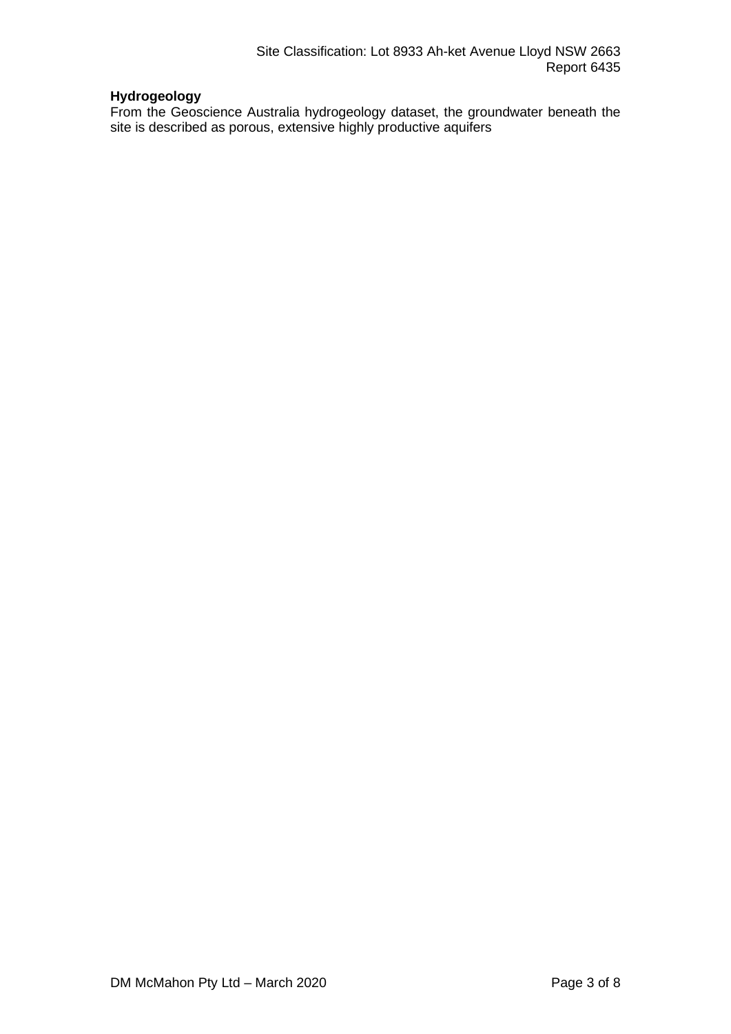**Hydrogeology**

From the Geoscience Australia hydrogeology dataset, the groundwater beneath the site is described as porous, extensive highly productive aquifers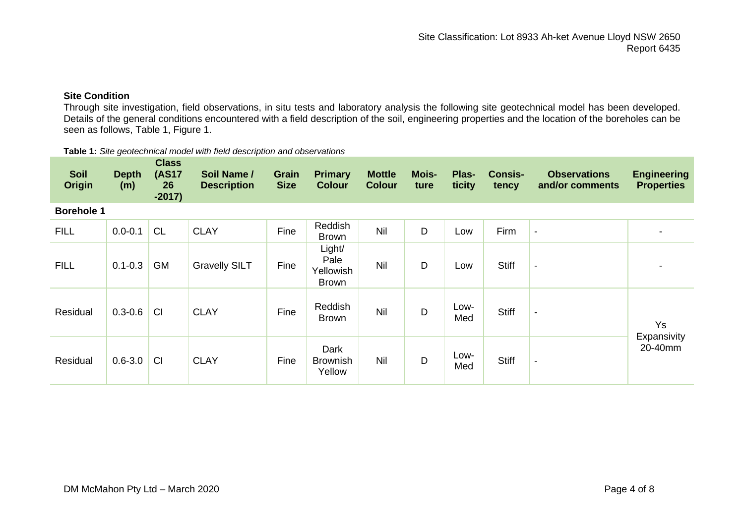## Site Condition

Through site investigation, field observations, in situ tests and laboratory analysis the following site geotechnical model has been developed. Details of the general conditions encountered with a field description of the soil, engineering properties and the location of the boreholes can be seen as follows, Table 1, Figure 1.

**Table 1:** *Site geotechnical model with field description and observations*

| Soil Origin | Depth (m) | Class (AS1726-2017) | Soil Name / Description | Grain Size | Primary Colour | Mottle Colour | Moisture | Plasticity | Consistency | Observations and/or comments | Engineering Properties |
|---|---|---|---|---|---|---|---|---|---|---|---|
| **Borehole 1** | | | | | | | | | | | |
| FILL | 0.0-0.1 | CL | CLAY | Fine | Reddish Brown | Nil | D | Low | Firm | - | - |
| FILL | 0.1-0.3 | GM | Gravelly SILT | Fine | Light/ Pale Yellowish Brown | Nil | D | Low | Stiff | - | - |
| Residual | 0.3-0.6 | CI | CLAY | Fine | Reddish Brown | Nil | D | Low-Med | Stiff | - | Ys Expansivity 20-40mm |
| Residual | 0.6-3.0 | CI | CLAY | Fine | Dark Brownish Yellow | Nil | D | Low-Med | Stiff | - | |

DM McMahon Pty Ltd – March 2020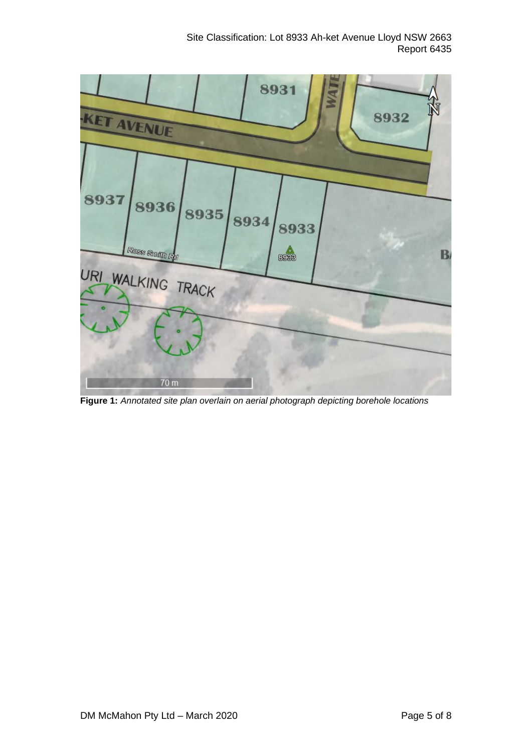**Figure 1:** *Annotated site plan overlain on aerial photograph depicting borehole locations*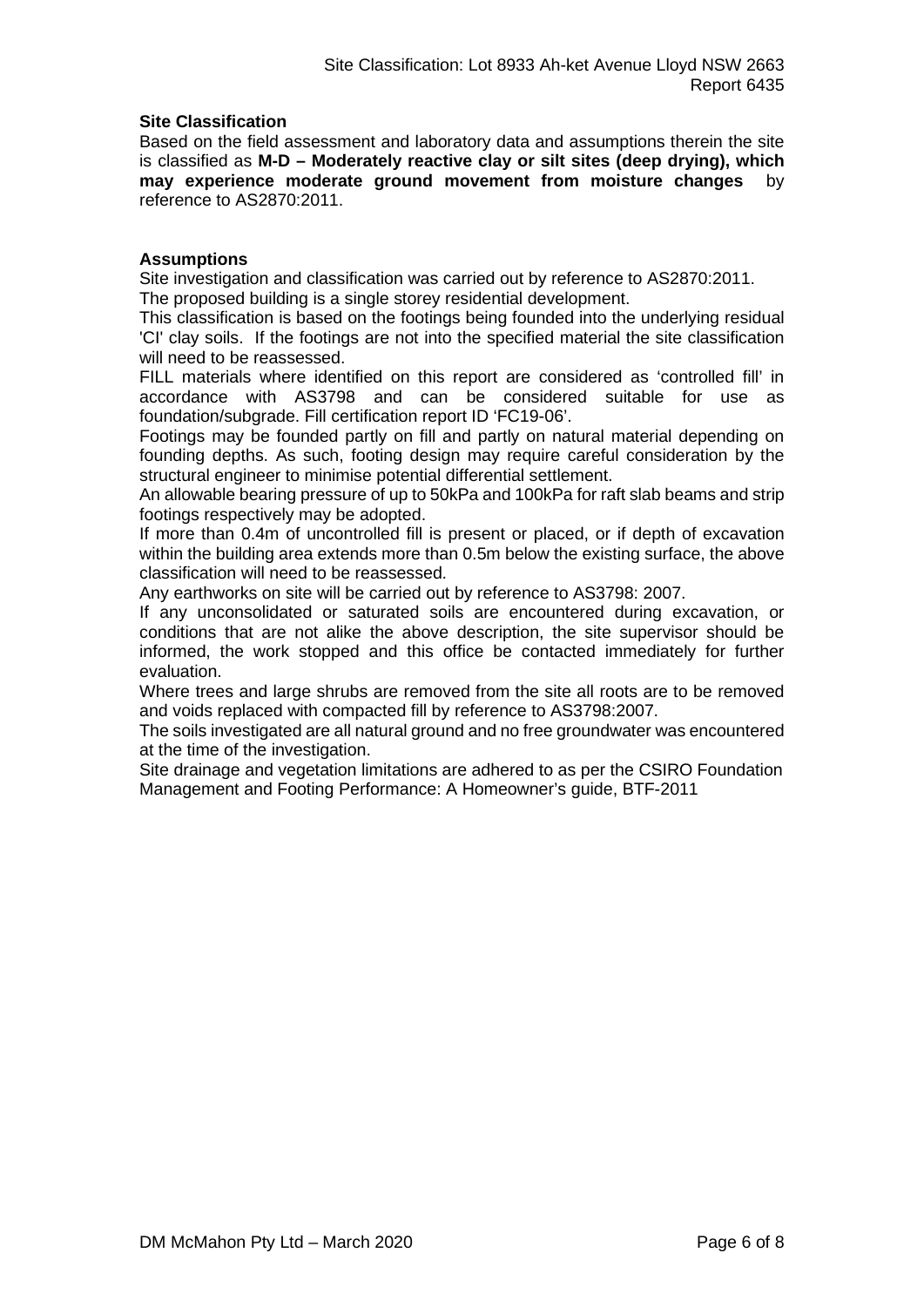**Site Classification**

Based on the field assessment and laboratory data and assumptions therein the site is classified as **M-D – Moderately reactive clay or silt sites (deep drying), which may experience moderate ground movement from moisture changes** by reference to AS2870:2011.

**Assumptions**

Site investigation and classification was carried out by reference to AS2870:2011.

The proposed building is a single storey residential development.

This classification is based on the footings being founded into the underlying residual 'CI' clay soils. If the footings are not into the specified material the site classification will need to be reassessed.

FILL materials where identified on this report are considered as 'controlled fill' in accordance with AS3798 and can be considered suitable for use as foundation/subgrade. Fill certification report ID 'FC19-06'.

Footings may be founded partly on fill and partly on natural material depending on founding depths. As such, footing design may require careful consideration by the structural engineer to minimise potential differential settlement.

An allowable bearing pressure of up to 50kPa and 100kPa for raft slab beams and strip footings respectively may be adopted.

If more than 0.4m of uncontrolled fill is present or placed, or if depth of excavation within the building area extends more than 0.5m below the existing surface, the above classification will need to be reassessed.

Any earthworks on site will be carried out by reference to AS3798: 2007.

If any unconsolidated or saturated soils are encountered during excavation, or conditions that are not alike the above description, the site supervisor should be informed, the work stopped and this office be contacted immediately for further evaluation.

Where trees and large shrubs are removed from the site all roots are to be removed and voids replaced with compacted fill by reference to AS3798:2007.

The soils investigated are all natural ground and no free groundwater was encountered at the time of the investigation.

Site drainage and vegetation limitations are adhered to as per the CSIRO Foundation Management and Footing Performance: A Homeowner's guide, BTF-2011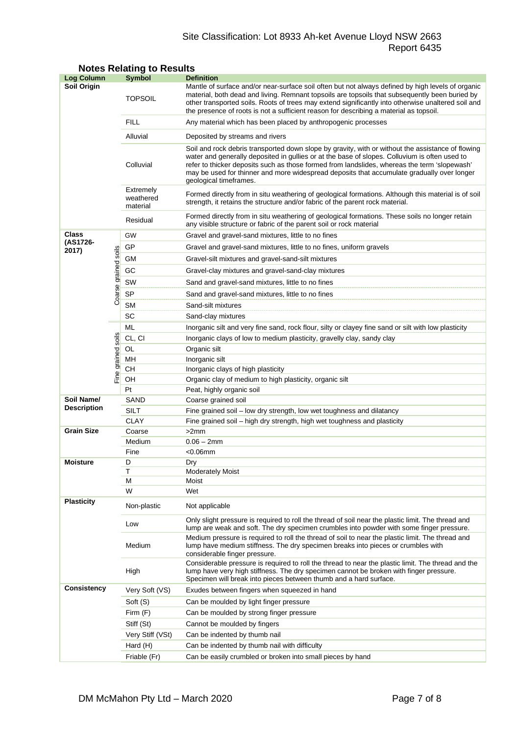## Notes Relating to Results

| Log Column | | Symbol | Definition |
|---|---|---|---|
| **Soil Origin** | | TOPSOIL | Mantle of surface and/or near-surface soil often but not always defined by high levels of organic material, both dead and living. Remnant topsoils are topsoils that subsequently been buried by other transported soils. Roots of trees may extend significantly into otherwise unaltered soil and the presence of roots is not a sufficient reason for describing a material as topsoil. |
| | | FILL | Any material which has been placed by anthropogenic processes |
| | | Alluvial | Deposited by streams and rivers |
| | | Colluvial | Soil and rock debris transported down slope by gravity, with or without the assistance of flowing water and generally deposited in gullies or at the base of slopes. Colluvium is often used to refer to thicker deposits such as those formed from landslides, whereas the term 'slopewash' may be used for thinner and more widespread deposits that accumulate gradually over longer geological timeframes. |
| | | Extremely weathered material | Formed directly from in situ weathering of geological formations. Although this material is of soil strength, it retains the structure and/or fabric of the parent rock material. |
| | | Residual | Formed directly from in situ weathering of geological formations. These soils no longer retain any visible structure or fabric of the parent soil or rock material |
| **Class (AS1726-2017)** | Coarse grained soils | GW | Gravel and gravel-sand mixtures, little to no fines |
| | | GP | Gravel and gravel-sand mixtures, little to no fines, uniform gravels |
| | | GM | Gravel-silt mixtures and gravel-sand-silt mixtures |
| | | GC | Gravel-clay mixtures and gravel-sand-clay mixtures |
| | | SW | Sand and gravel-sand mixtures, little to no fines |
| | | SP | Sand and gravel-sand mixtures, little to no fines |
| | | SM | Sand-silt mixtures |
| | | SC | Sand-clay mixtures |
| | Fine grained soils | ML | Inorganic silt and very fine sand, rock flour, silty or clayey fine sand or silt with low plasticity |
| | | CL, CI | Inorganic clays of low to medium plasticity, gravelly clay, sandy clay |
| | | OL | Organic silt |
| | | MH | Inorganic silt |
| | | CH | Inorganic clays of high plasticity |
| | | OH | Organic clay of medium to high plasticity, organic silt |
| | | Pt | Peat, highly organic soil |
| **Soil Name/ Description** | | SAND | Coarse grained soil |
| | | SILT | Fine grained soil – low dry strength, low wet toughness and dilatancy |
| | | CLAY | Fine grained soil – high dry strength, high wet toughness and plasticity |
| **Grain Size** | | Coarse | >2mm |
| | | Medium | 0.06 – 2mm |
| | | Fine | <0.06mm |
| **Moisture** | | D | Dry |
| | | T | Moderately Moist |
| | | M | Moist |
| | | W | Wet |
| **Plasticity** | | Non-plastic | Not applicable |
| | | Low | Only slight pressure is required to roll the thread of soil near the plastic limit. The thread and lump are weak and soft. The dry specimen crumbles into powder with some finger pressure. |
| | | Medium | Medium pressure is required to roll the thread of soil to near the plastic limit. The thread and lump have medium stiffness. The dry specimen breaks into pieces or crumbles with considerable finger pressure. |
| | | High | Considerable pressure is required to roll the thread to near the plastic limit. The thread and the lump have very high stiffness. The dry specimen cannot be broken with finger pressure. Specimen will break into pieces between thumb and a hard surface. |
| **Consistency** | | Very Soft (VS) | Exudes between fingers when squeezed in hand |
| | | Soft (S) | Can be moulded by light finger pressure |
| | | Firm (F) | Can be moulded by strong finger pressure |
| | | Stiff (St) | Cannot be moulded by fingers |
| | | Very Stiff (VSt) | Can be indented by thumb nail |
| | | Hard (H) | Can be indented by thumb nail with difficulty |
| | | Friable (Fr) | Can be easily crumbled or broken into small pieces by hand |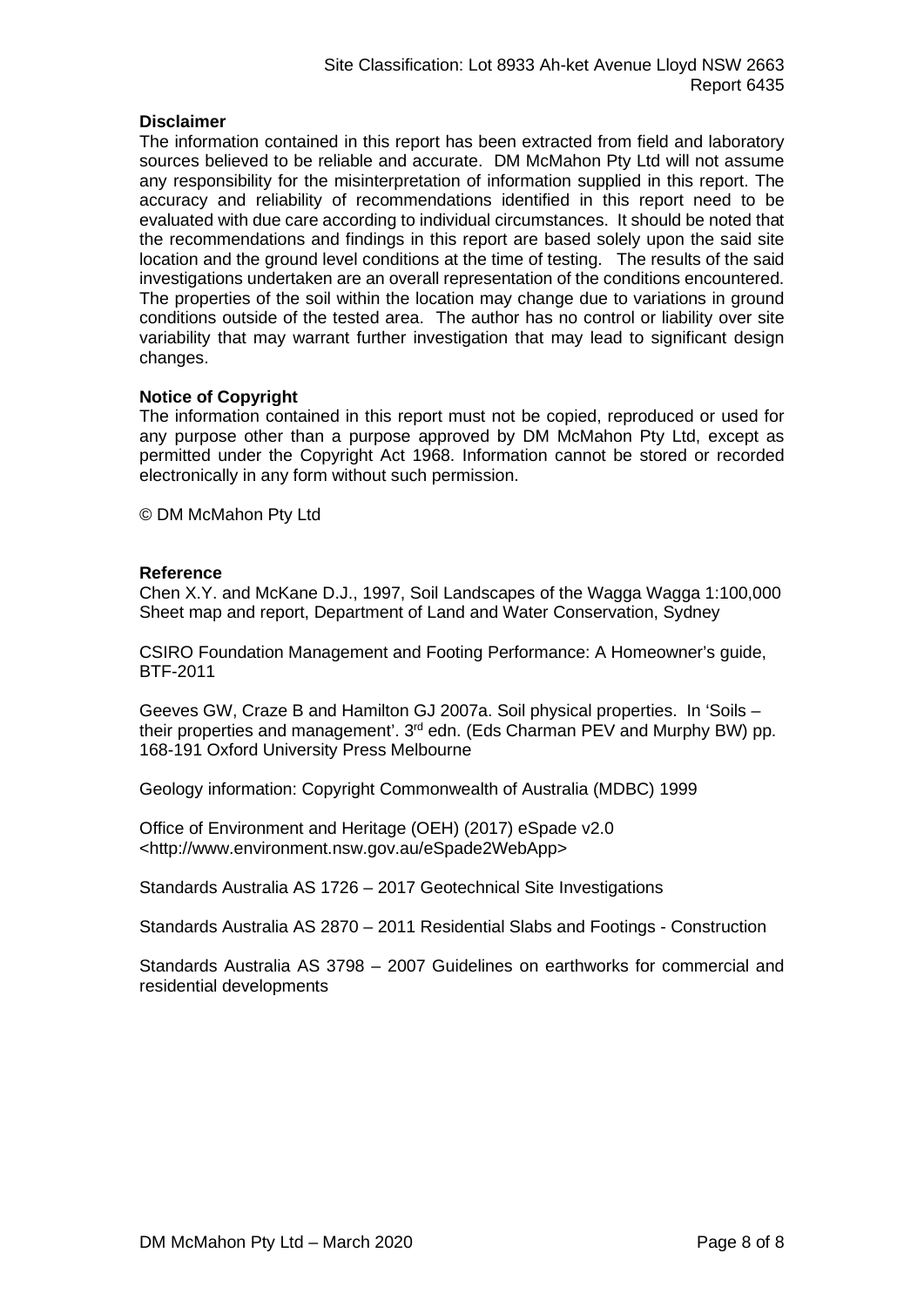**Disclaimer**

The information contained in this report has been extracted from field and laboratory sources believed to be reliable and accurate. DM McMahon Pty Ltd will not assume any responsibility for the misinterpretation of information supplied in this report. The accuracy and reliability of recommendations identified in this report need to be evaluated with due care according to individual circumstances. It should be noted that the recommendations and findings in this report are based solely upon the said site location and the ground level conditions at the time of testing. The results of the said investigations undertaken are an overall representation of the conditions encountered. The properties of the soil within the location may change due to variations in ground conditions outside of the tested area. The author has no control or liability over site variability that may warrant further investigation that may lead to significant design changes.

**Notice of Copyright**

The information contained in this report must not be copied, reproduced or used for any purpose other than a purpose approved by DM McMahon Pty Ltd, except as permitted under the Copyright Act 1968. Information cannot be stored or recorded electronically in any form without such permission.

© DM McMahon Pty Ltd

**Reference**

Chen X.Y. and McKane D.J., 1997, Soil Landscapes of the Wagga Wagga 1:100,000 Sheet map and report, Department of Land and Water Conservation, Sydney

CSIRO Foundation Management and Footing Performance: A Homeowner's guide, BTF-2011

Geeves GW, Craze B and Hamilton GJ 2007a. Soil physical properties. In 'Soils – their properties and management'. 3rd edn. (Eds Charman PEV and Murphy BW) pp. 168-191 Oxford University Press Melbourne

Geology information: Copyright Commonwealth of Australia (MDBC) 1999

Office of Environment and Heritage (OEH) (2017) eSpade v2.0 <http://www.environment.nsw.gov.au/eSpade2WebApp>

Standards Australia AS 1726 – 2017 Geotechnical Site Investigations

Standards Australia AS 2870 – 2011 Residential Slabs and Footings - Construction

Standards Australia AS 3798 – 2007 Guidelines on earthworks for commercial and residential developments